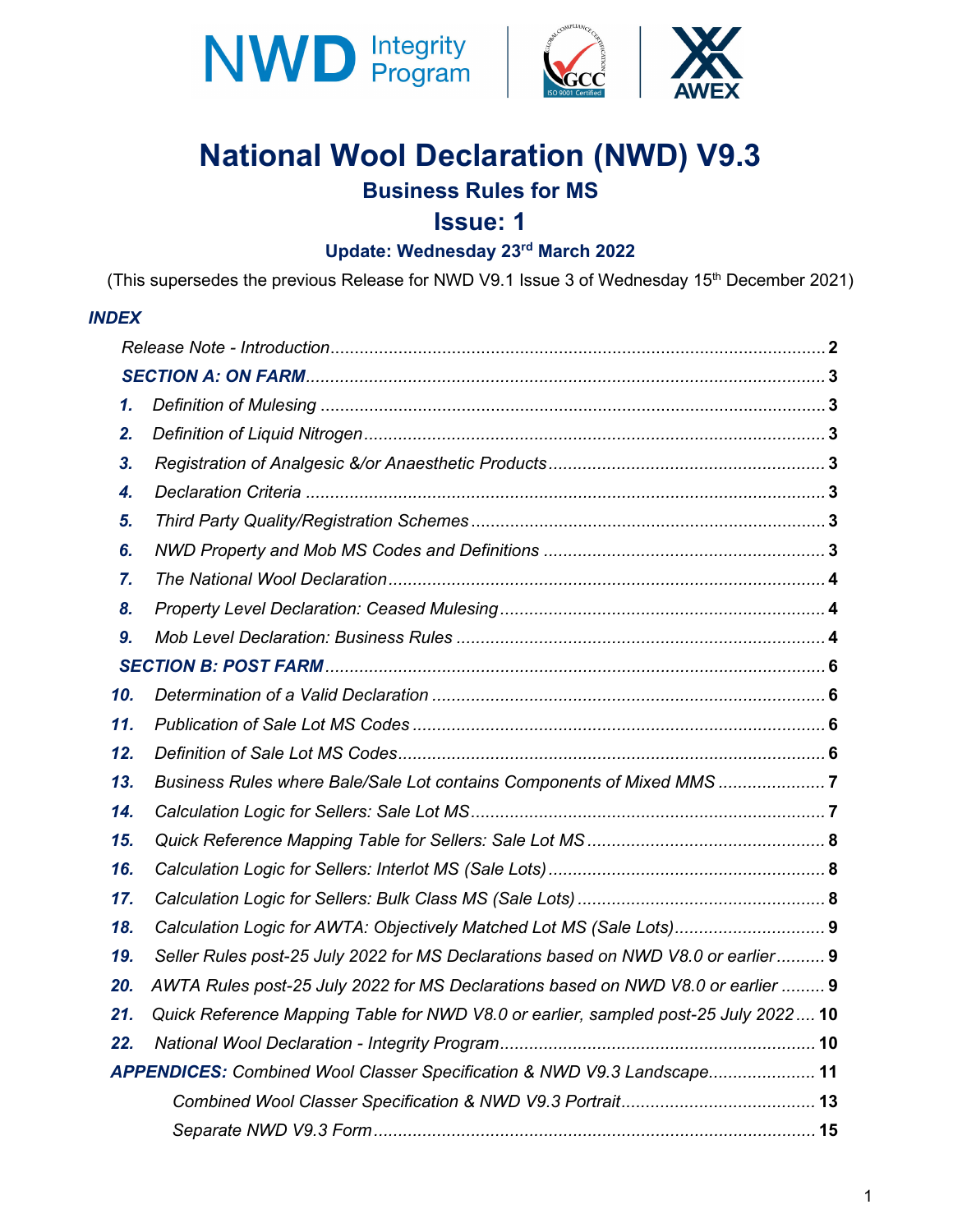# National Wool Declaration (NWD) V9.3

## Business Rules for MS

## Issue: 1

### Update: Wednesday 23rd March 2022

(This supersedes the previous Release for NWD V9.1 Issue 3 of Wednesday 15th December 2021)

***INDEX***

*Release Note - Introduction* ..... **2**

***SECTION A: ON FARM*** ..... **3**

1. *Definition of Mulesing* ..... **3**
2. *Definition of Liquid Nitrogen* ..... **3**
3. *Registration of Analgesic &/or Anaesthetic Products* ..... **3**
4. *Declaration Criteria* ..... **3**
5. *Third Party Quality/Registration Schemes* ..... **3**
6. *NWD Property and Mob MS Codes and Definitions* ..... **3**
7. *The National Wool Declaration* ..... **4**
8. *Property Level Declaration: Ceased Mulesing* ..... **4**
9. *Mob Level Declaration: Business Rules* ..... **4**

***SECTION B: POST FARM*** ..... **6**

10. *Determination of a Valid Declaration* ..... **6**
11. *Publication of Sale Lot MS Codes* ..... **6**
12. *Definition of Sale Lot MS Codes* ..... **6**
13. *Business Rules where Bale/Sale Lot contains Components of Mixed MMS* ..... **7**
14. *Calculation Logic for Sellers: Sale Lot MS* ..... **7**
15. *Quick Reference Mapping Table for Sellers: Sale Lot MS* ..... **8**
16. *Calculation Logic for Sellers: Interlot MS (Sale Lots)* ..... **8**
17. *Calculation Logic for Sellers: Bulk Class MS (Sale Lots)* ..... **8**
18. *Calculation Logic for AWTA: Objectively Matched Lot MS (Sale Lots)* ..... **9**
19. *Seller Rules post-25 July 2022 for MS Declarations based on NWD V8.0 or earlier* ..... **9**
20. *AWTA Rules post-25 July 2022 for MS Declarations based on NWD V8.0 or earlier* ..... **9**
21. *Quick Reference Mapping Table for NWD V8.0 or earlier, sampled post-25 July 2022* ..... **10**
22. *National Wool Declaration - Integrity Program* ..... **10**

***APPENDICES:*** *Combined Wool Classer Specification & NWD V9.3 Landscape* ..... **11**

*Combined Wool Classer Specification & NWD V9.3 Portrait* ..... **13**

*Separate NWD V9.3 Form* ..... **15**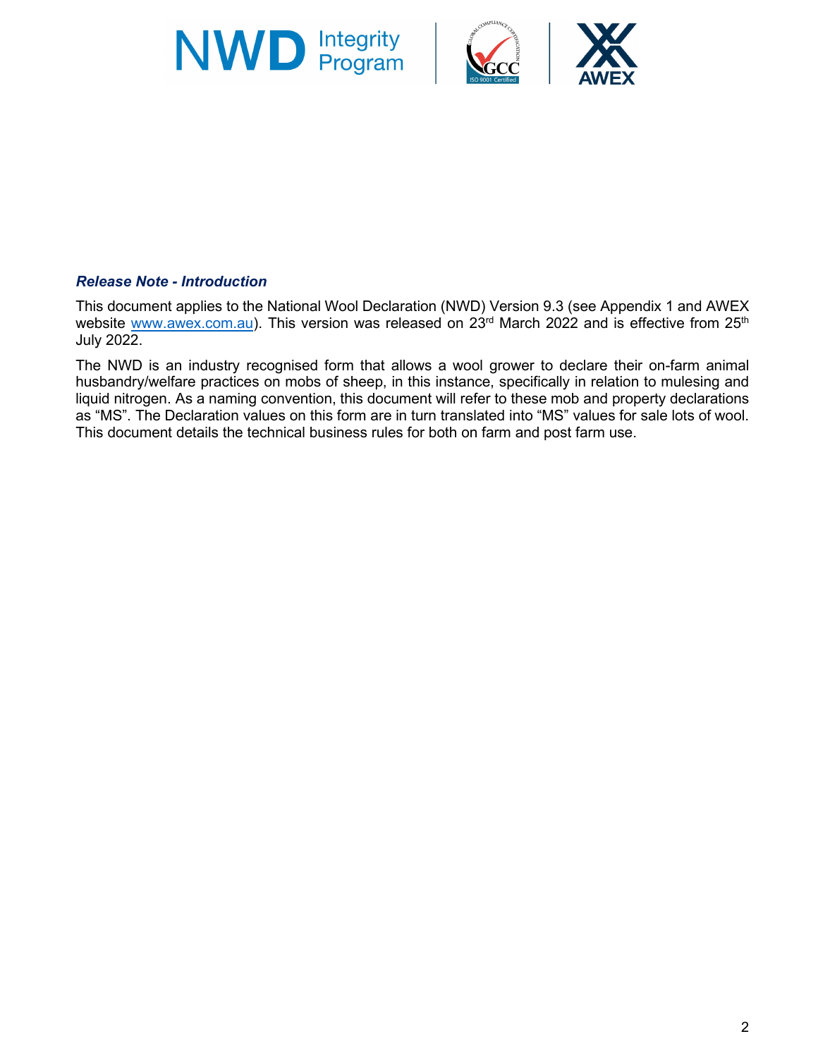*Release Note - Introduction*

This document applies to the National Wool Declaration (NWD) Version 9.3 (see Appendix 1 and AWEX website www.awex.com.au). This version was released on 23rd March 2022 and is effective from 25th July 2022.

The NWD is an industry recognised form that allows a wool grower to declare their on-farm animal husbandry/welfare practices on mobs of sheep, in this instance, specifically in relation to mulesing and liquid nitrogen. As a naming convention, this document will refer to these mob and property declarations as “MS”. The Declaration values on this form are in turn translated into “MS” values for sale lots of wool. This document details the technical business rules for both on farm and post farm use.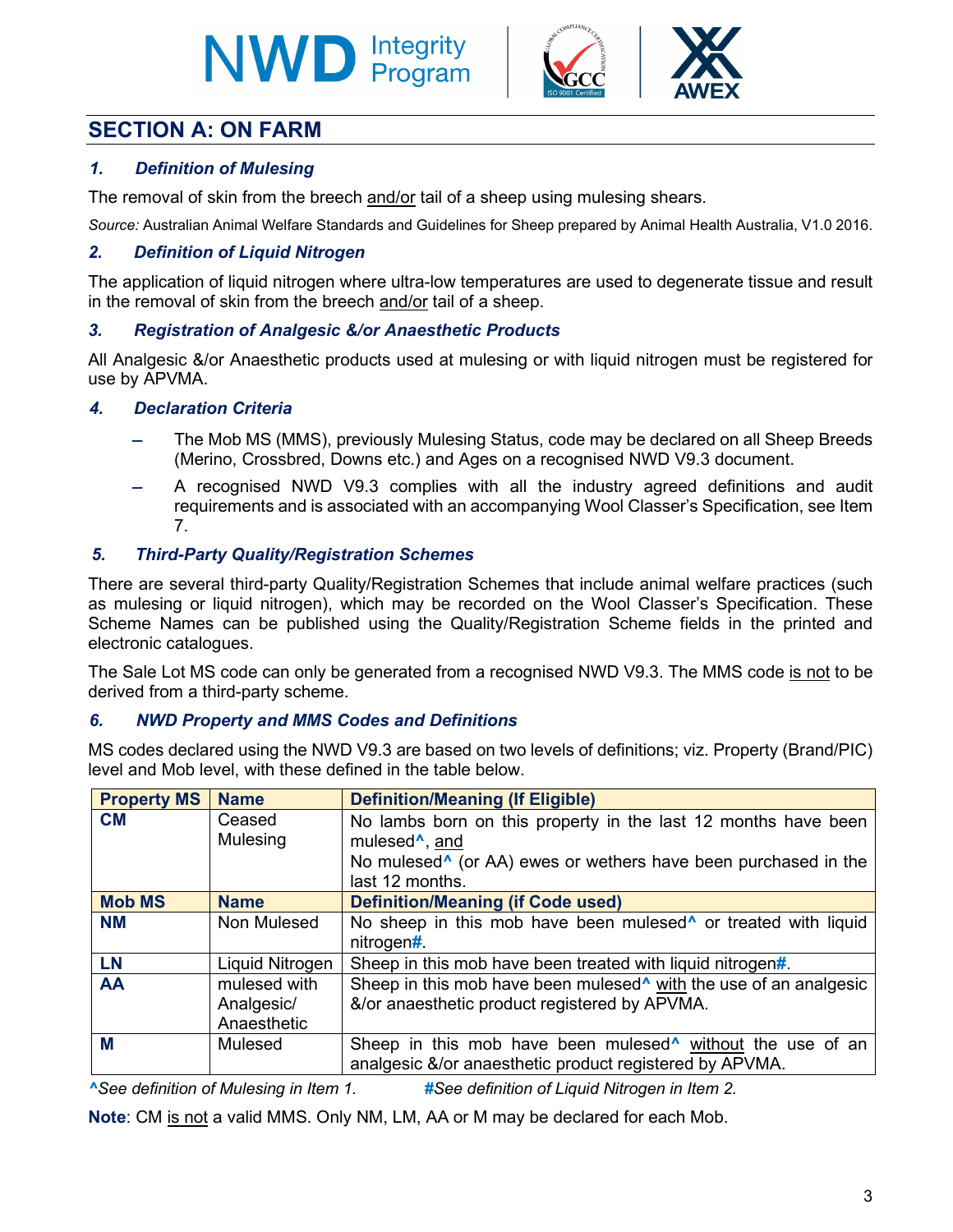## SECTION A: ON FARM

### *1. Definition of Mulesing*

The removal of skin from the breech and/or tail of a sheep using mulesing shears.

*Source:* Australian Animal Welfare Standards and Guidelines for Sheep prepared by Animal Health Australia, V1.0 2016.

### *2. Definition of Liquid Nitrogen*

The application of liquid nitrogen where ultra-low temperatures are used to degenerate tissue and result in the removal of skin from the breech and/or tail of a sheep.

### *3. Registration of Analgesic &/or Anaesthetic Products*

All Analgesic &/or Anaesthetic products used at mulesing or with liquid nitrogen must be registered for use by APVMA.

### *4. Declaration Criteria*

- The Mob MS (MMS), previously Mulesing Status, code may be declared on all Sheep Breeds (Merino, Crossbred, Downs etc.) and Ages on a recognised NWD V9.3 document.
- A recognised NWD V9.3 complies with all the industry agreed definitions and audit requirements and is associated with an accompanying Wool Classer's Specification, see Item 7.

### *5. Third-Party Quality/Registration Schemes*

There are several third-party Quality/Registration Schemes that include animal welfare practices (such as mulesing or liquid nitrogen), which may be recorded on the Wool Classer's Specification. These Scheme Names can be published using the Quality/Registration Scheme fields in the printed and electronic catalogues.

The Sale Lot MS code can only be generated from a recognised NWD V9.3. The MMS code is not to be derived from a third-party scheme.

### *6. NWD Property and MMS Codes and Definitions*

MS codes declared using the NWD V9.3 are based on two levels of definitions; viz. Property (Brand/PIC) level and Mob level, with these defined in the table below.

| Property MS | Name | Definition/Meaning (If Eligible) |
|---|---|---|
| **CM** | Ceased Mulesing | No lambs born on this property in the last 12 months have been mulesed^, and<br>No mulesed^ (or AA) ewes or wethers have been purchased in the last 12 months. |
| **Mob MS** | **Name** | **Definition/Meaning (if Code used)** |
| **NM** | Non Mulesed | No sheep in this mob have been mulesed^ or treated with liquid nitrogen#. |
| **LN** | Liquid Nitrogen | Sheep in this mob have been treated with liquid nitrogen#. |
| **AA** | mulesed with Analgesic/ Anaesthetic | Sheep in this mob have been mulesed^ with the use of an analgesic &/or anaesthetic product registered by APVMA. |
| **M** | Mulesed | Sheep in this mob have been mulesed^ without the use of an analgesic &/or anaesthetic product registered by APVMA. |

*^See definition of Mulesing in Item 1.* *#See definition of Liquid Nitrogen in Item 2.*

**Note**: CM is not a valid MMS. Only NM, LM, AA or M may be declared for each Mob.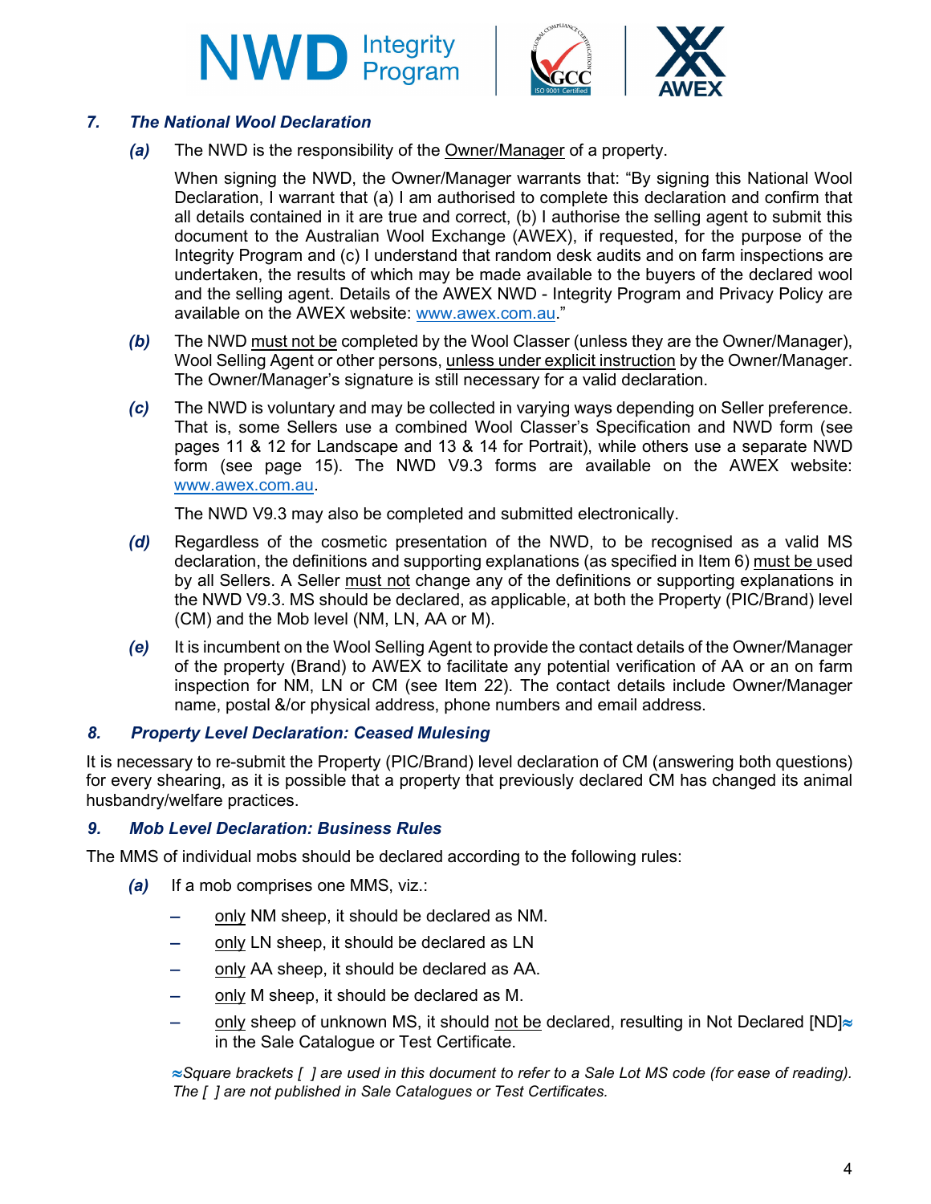## *7. The National Wool Declaration*

***(a)*** The NWD is the responsibility of the Owner/Manager of a property.

When signing the NWD, the Owner/Manager warrants that: "By signing this National Wool Declaration, I warrant that (a) I am authorised to complete this declaration and confirm that all details contained in it are true and correct, (b) I authorise the selling agent to submit this document to the Australian Wool Exchange (AWEX), if requested, for the purpose of the Integrity Program and (c) I understand that random desk audits and on farm inspections are undertaken, the results of which may be made available to the buyers of the declared wool and the selling agent. Details of the AWEX NWD - Integrity Program and Privacy Policy are available on the AWEX website: www.awex.com.au."

***(b)*** The NWD must not be completed by the Wool Classer (unless they are the Owner/Manager), Wool Selling Agent or other persons, unless under explicit instruction by the Owner/Manager. The Owner/Manager's signature is still necessary for a valid declaration.

***(c)*** The NWD is voluntary and may be collected in varying ways depending on Seller preference. That is, some Sellers use a combined Wool Classer's Specification and NWD form (see pages 11 & 12 for Landscape and 13 & 14 for Portrait), while others use a separate NWD form (see page 15). The NWD V9.3 forms are available on the AWEX website: www.awex.com.au.

The NWD V9.3 may also be completed and submitted electronically.

***(d)*** Regardless of the cosmetic presentation of the NWD, to be recognised as a valid MS declaration, the definitions and supporting explanations (as specified in Item 6) must be used by all Sellers. A Seller must not change any of the definitions or supporting explanations in the NWD V9.3. MS should be declared, as applicable, at both the Property (PIC/Brand) level (CM) and the Mob level (NM, LN, AA or M).

***(e)*** It is incumbent on the Wool Selling Agent to provide the contact details of the Owner/Manager of the property (Brand) to AWEX to facilitate any potential verification of AA or an on farm inspection for NM, LN or CM (see Item 22). The contact details include Owner/Manager name, postal &/or physical address, phone numbers and email address.

## *8. Property Level Declaration: Ceased Mulesing*

It is necessary to re-submit the Property (PIC/Brand) level declaration of CM (answering both questions) for every shearing, as it is possible that a property that previously declared CM has changed its animal husbandry/welfare practices.

## *9. Mob Level Declaration: Business Rules*

The MMS of individual mobs should be declared according to the following rules:

***(a)*** If a mob comprises one MMS, viz.:

- only NM sheep, it should be declared as NM.
- only LN sheep, it should be declared as LN
- only AA sheep, it should be declared as AA.
- only M sheep, it should be declared as M.
- only sheep of unknown MS, it should not be declared, resulting in Not Declared [ND]≈ in the Sale Catalogue or Test Certificate.

*≈Square brackets [ ] are used in this document to refer to a Sale Lot MS code (for ease of reading). The [ ] are not published in Sale Catalogues or Test Certificates.*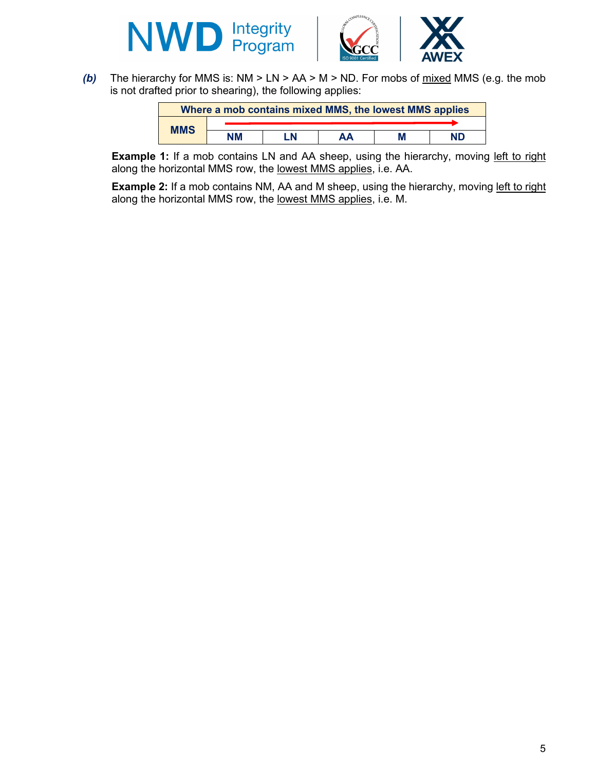***(b)*** The hierarchy for MMS is: NM > LN > AA > M > ND. For mobs of <u>mixed</u> MMS (e.g. the mob is not drafted prior to shearing), the following applies:

| Where a mob contains mixed MMS, the lowest MMS applies | | | | | |
|---|---|---|---|---|---|
| **MMS** | → | | | | |
| | **NM** | **LN** | **AA** | **M** | **ND** |

**Example 1:** If a mob contains LN and AA sheep, using the hierarchy, moving <u>left to right</u> along the horizontal MMS row, the <u>lowest MMS applies</u>, i.e. AA.

**Example 2:** If a mob contains NM, AA and M sheep, using the hierarchy, moving <u>left to right</u> along the horizontal MMS row, the <u>lowest MMS applies</u>, i.e. M.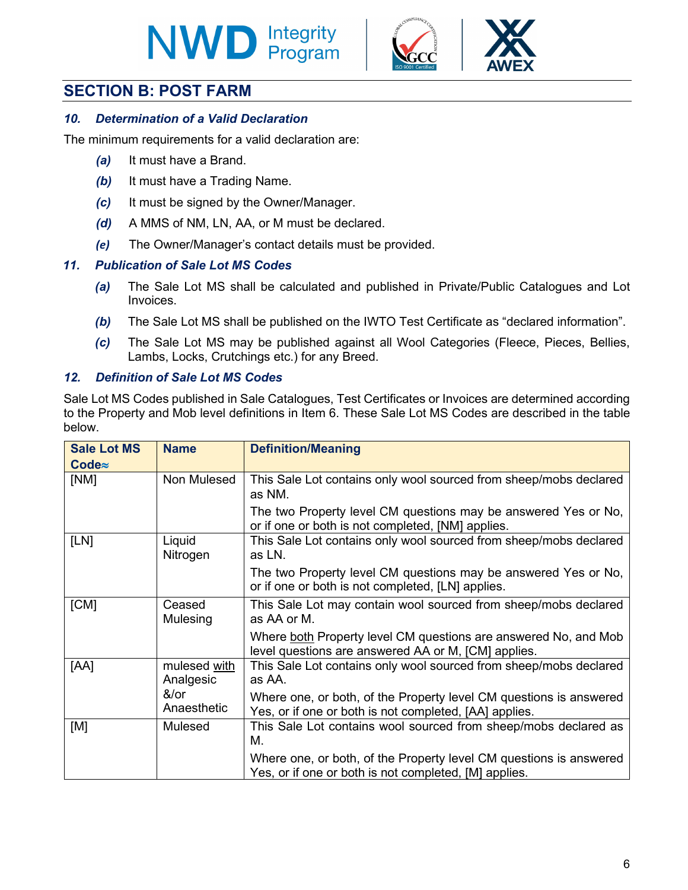## SECTION B: POST FARM

### *10. Determination of a Valid Declaration*

The minimum requirements for a valid declaration are:

- ***(a)*** It must have a Brand.
- ***(b)*** It must have a Trading Name.
- ***(c)*** It must be signed by the Owner/Manager.
- ***(d)*** A MMS of NM, LN, AA, or M must be declared.
- ***(e)*** The Owner/Manager's contact details must be provided.

### *11. Publication of Sale Lot MS Codes*

- ***(a)*** The Sale Lot MS shall be calculated and published in Private/Public Catalogues and Lot Invoices.
- ***(b)*** The Sale Lot MS shall be published on the IWTO Test Certificate as "declared information".
- ***(c)*** The Sale Lot MS may be published against all Wool Categories (Fleece, Pieces, Bellies, Lambs, Locks, Crutchings etc.) for any Breed.

### *12. Definition of Sale Lot MS Codes*

Sale Lot MS Codes published in Sale Catalogues, Test Certificates or Invoices are determined according to the Property and Mob level definitions in Item 6. These Sale Lot MS Codes are described in the table below.

| Sale Lot MS Code≈ | Name | Definition/Meaning |
|---|---|---|
| [NM] | Non Mulesed | This Sale Lot contains only wool sourced from sheep/mobs declared as NM.<br><br>The two Property level CM questions may be answered Yes or No, or if one or both is not completed, [NM] applies. |
| [LN] | Liquid Nitrogen | This Sale Lot contains only wool sourced from sheep/mobs declared as LN.<br><br>The two Property level CM questions may be answered Yes or No, or if one or both is not completed, [LN] applies. |
| [CM] | Ceased Mulesing | This Sale Lot may contain wool sourced from sheep/mobs declared as AA or M.<br><br>Where both Property level CM questions are answered No, and Mob level questions are answered AA or M, [CM] applies. |
| [AA] | mulesed with Analgesic &/or Anaesthetic | This Sale Lot contains only wool sourced from sheep/mobs declared as AA.<br><br>Where one, or both, of the Property level CM questions is answered Yes, or if one or both is not completed, [AA] applies. |
| [M] | Mulesed | This Sale Lot contains wool sourced from sheep/mobs declared as M.<br><br>Where one, or both, of the Property level CM questions is answered Yes, or if one or both is not completed, [M] applies. |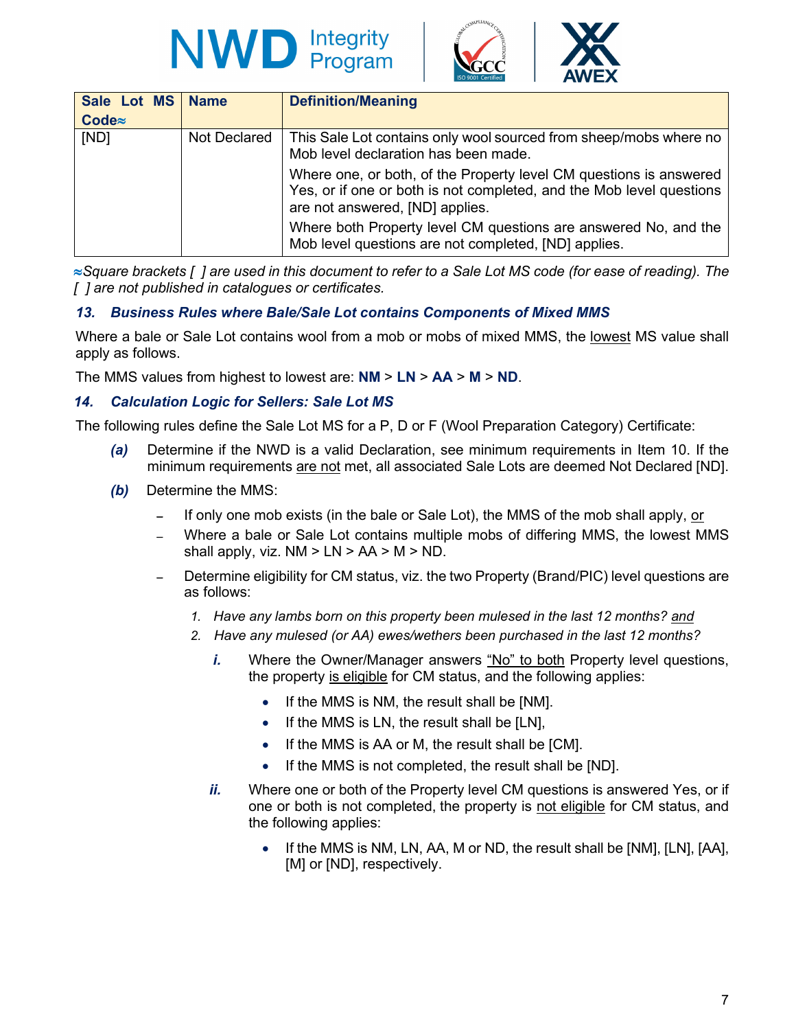| Sale Lot MS Code≈ | Name | Definition/Meaning |
|---|---|---|
| [ND] | Not Declared | This Sale Lot contains only wool sourced from sheep/mobs where no Mob level declaration has been made.<br>Where one, or both, of the Property level CM questions is answered Yes, or if one or both is not completed, and the Mob level questions are not answered, [ND] applies.<br>Where both Property level CM questions are answered No, and the Mob level questions are not completed, [ND] applies. |

*≈Square brackets [ ] are used in this document to refer to a Sale Lot MS code (for ease of reading). The [ ] are not published in catalogues or certificates.*

### *13. Business Rules where Bale/Sale Lot contains Components of Mixed MMS*

Where a bale or Sale Lot contains wool from a mob or mobs of mixed MMS, the lowest MS value shall apply as follows.

The MMS values from highest to lowest are: **NM** > **LN** > **AA** > **M** > **ND**.

### *14. Calculation Logic for Sellers: Sale Lot MS*

The following rules define the Sale Lot MS for a P, D or F (Wool Preparation Category) Certificate:

***(a)*** Determine if the NWD is a valid Declaration, see minimum requirements in Item 10. If the minimum requirements are not met, all associated Sale Lots are deemed Not Declared [ND].

***(b)*** Determine the MMS:

- If only one mob exists (in the bale or Sale Lot), the MMS of the mob shall apply, or
- Where a bale or Sale Lot contains multiple mobs of differing MMS, the lowest MMS shall apply, viz. NM > LN > AA > M > ND.
- Determine eligibility for CM status, viz. the two Property (Brand/PIC) level questions are as follows:
  1. *Have any lambs born on this property been mulesed in the last 12 months? and*
  2. *Have any mulesed (or AA) ewes/wethers been purchased in the last 12 months?*

  ***i.*** Where the Owner/Manager answers "No" to both Property level questions, the property is eligible for CM status, and the following applies:

  - If the MMS is NM, the result shall be [NM].
  - If the MMS is LN, the result shall be [LN],
  - If the MMS is AA or M, the result shall be [CM].
  - If the MMS is not completed, the result shall be [ND].

  ***ii.*** Where one or both of the Property level CM questions is answered Yes, or if one or both is not completed, the property is not eligible for CM status, and the following applies:

  - If the MMS is NM, LN, AA, M or ND, the result shall be [NM], [LN], [AA], [M] or [ND], respectively.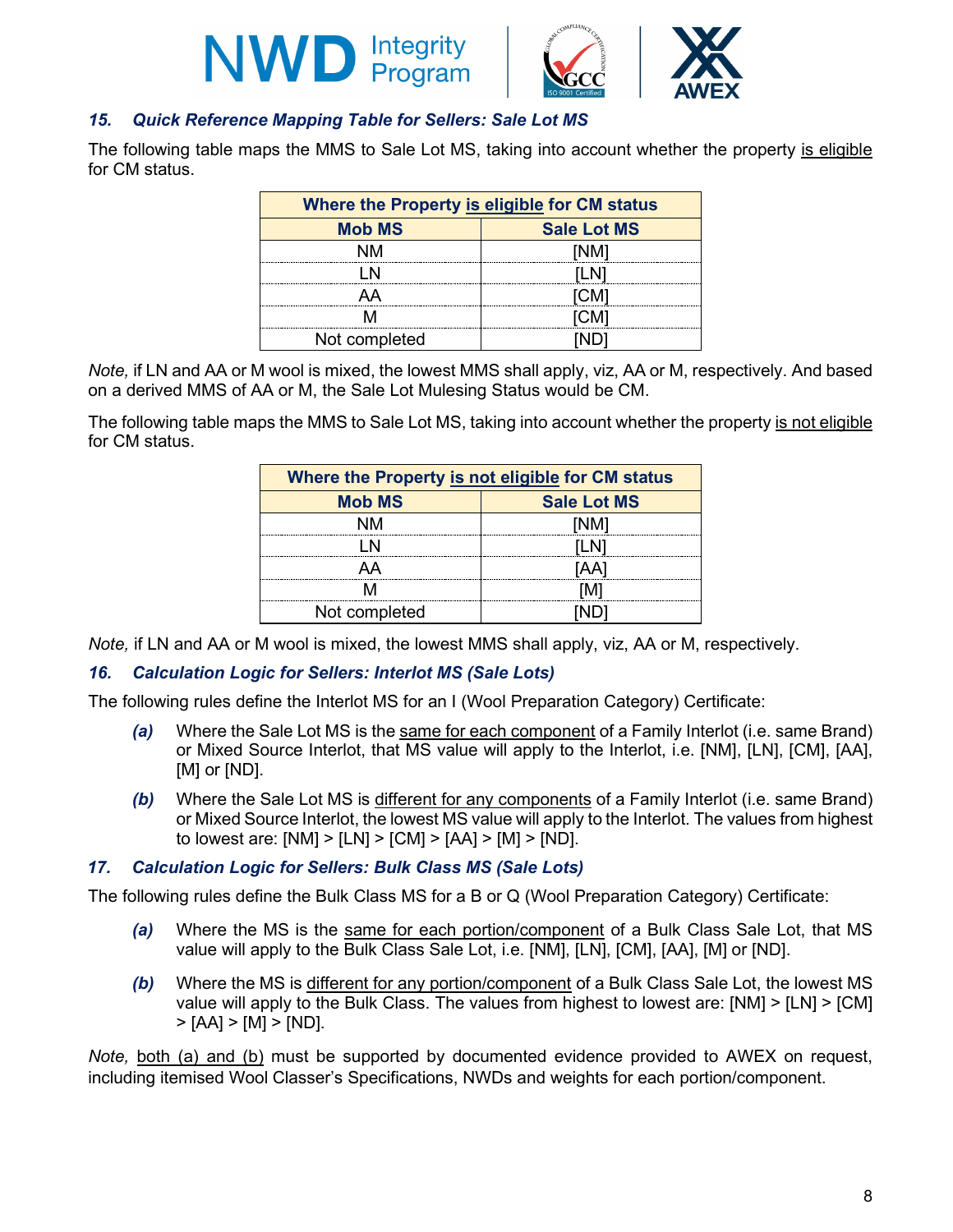## 15. *Quick Reference Mapping Table for Sellers: Sale Lot MS*

The following table maps the MMS to Sale Lot MS, taking into account whether the property is eligible for CM status.

| Where the Property is eligible for CM status | |
|---|---|
| **Mob MS** | **Sale Lot MS** |
| NM | [NM] |
| LN | [LN] |
| AA | [CM] |
| M | [CM] |
| Not completed | [ND] |

*Note,* if LN and AA or M wool is mixed, the lowest MMS shall apply, viz, AA or M, respectively. And based on a derived MMS of AA or M, the Sale Lot Mulesing Status would be CM.

The following table maps the MMS to Sale Lot MS, taking into account whether the property is not eligible for CM status.

| Where the Property is not eligible for CM status | |
|---|---|
| **Mob MS** | **Sale Lot MS** |
| NM | [NM] |
| LN | [LN] |
| AA | [AA] |
| M | [M] |
| Not completed | [ND] |

*Note,* if LN and AA or M wool is mixed, the lowest MMS shall apply, viz, AA or M, respectively.

## 16. *Calculation Logic for Sellers: Interlot MS (Sale Lots)*

The following rules define the Interlot MS for an I (Wool Preparation Category) Certificate:

***(a)*** Where the Sale Lot MS is the same for each component of a Family Interlot (i.e. same Brand) or Mixed Source Interlot, that MS value will apply to the Interlot, i.e. [NM], [LN], [CM], [AA], [M] or [ND].

***(b)*** Where the Sale Lot MS is different for any components of a Family Interlot (i.e. same Brand) or Mixed Source Interlot, the lowest MS value will apply to the Interlot. The values from highest to lowest are: [NM] > [LN] > [CM] > [AA] > [M] > [ND].

## 17. *Calculation Logic for Sellers: Bulk Class MS (Sale Lots)*

The following rules define the Bulk Class MS for a B or Q (Wool Preparation Category) Certificate:

***(a)*** Where the MS is the same for each portion/component of a Bulk Class Sale Lot, that MS value will apply to the Bulk Class Sale Lot, i.e. [NM], [LN], [CM], [AA], [M] or [ND].

***(b)*** Where the MS is different for any portion/component of a Bulk Class Sale Lot, the lowest MS value will apply to the Bulk Class. The values from highest to lowest are: [NM] > [LN] > [CM] > [AA] > [M] > [ND].

*Note,* both (a) and (b) must be supported by documented evidence provided to AWEX on request, including itemised Wool Classer's Specifications, NWDs and weights for each portion/component.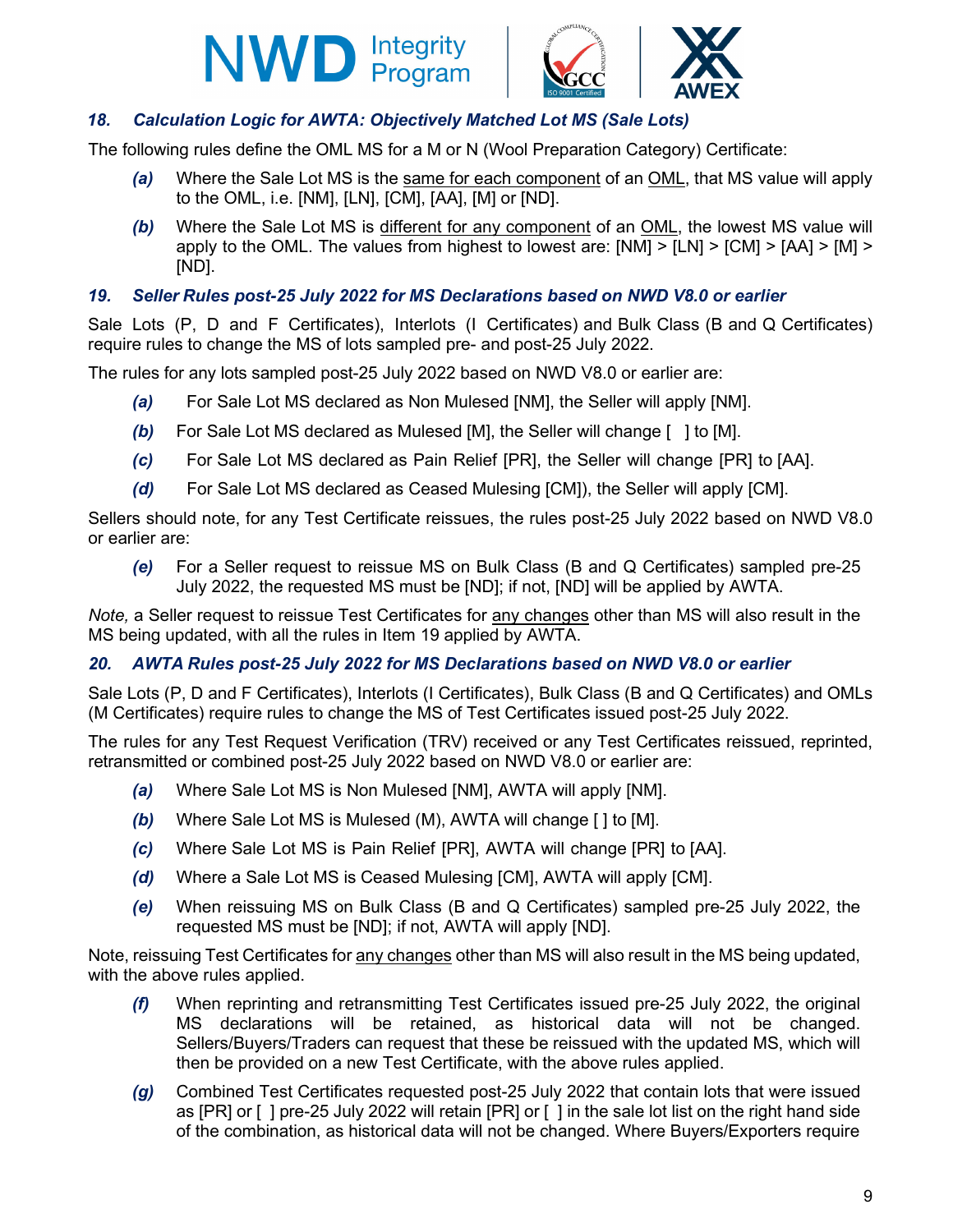### *18. Calculation Logic for AWTA: Objectively Matched Lot MS (Sale Lots)*

The following rules define the OML MS for a M or N (Wool Preparation Category) Certificate:

- ***(a)*** Where the Sale Lot MS is the same for each component of an OML, that MS value will apply to the OML, i.e. [NM], [LN], [CM], [AA], [M] or [ND].
- ***(b)*** Where the Sale Lot MS is different for any component of an OML, the lowest MS value will apply to the OML. The values from highest to lowest are: [NM] > [LN] > [CM] > [AA] > [M] > [ND].

### *19. Seller Rules post-25 July 2022 for MS Declarations based on NWD V8.0 or earlier*

Sale Lots (P, D and F Certificates), Interlots (I Certificates) and Bulk Class (B and Q Certificates) require rules to change the MS of lots sampled pre- and post-25 July 2022.

The rules for any lots sampled post-25 July 2022 based on NWD V8.0 or earlier are:

- ***(a)*** For Sale Lot MS declared as Non Mulesed [NM], the Seller will apply [NM].
- ***(b)*** For Sale Lot MS declared as Mulesed [M], the Seller will change [ ] to [M].
- ***(c)*** For Sale Lot MS declared as Pain Relief [PR], the Seller will change [PR] to [AA].
- ***(d)*** For Sale Lot MS declared as Ceased Mulesing [CM]), the Seller will apply [CM].

Sellers should note, for any Test Certificate reissues, the rules post-25 July 2022 based on NWD V8.0 or earlier are:

- ***(e)*** For a Seller request to reissue MS on Bulk Class (B and Q Certificates) sampled pre-25 July 2022, the requested MS must be [ND]; if not, [ND] will be applied by AWTA.

*Note,* a Seller request to reissue Test Certificates for any changes other than MS will also result in the MS being updated, with all the rules in Item 19 applied by AWTA.

### *20. AWTA Rules post-25 July 2022 for MS Declarations based on NWD V8.0 or earlier*

Sale Lots (P, D and F Certificates), Interlots (I Certificates), Bulk Class (B and Q Certificates) and OMLs (M Certificates) require rules to change the MS of Test Certificates issued post-25 July 2022.

The rules for any Test Request Verification (TRV) received or any Test Certificates reissued, reprinted, retransmitted or combined post-25 July 2022 based on NWD V8.0 or earlier are:

- ***(a)*** Where Sale Lot MS is Non Mulesed [NM], AWTA will apply [NM].
- ***(b)*** Where Sale Lot MS is Mulesed (M), AWTA will change [ ] to [M].
- ***(c)*** Where Sale Lot MS is Pain Relief [PR], AWTA will change [PR] to [AA].
- ***(d)*** Where a Sale Lot MS is Ceased Mulesing [CM], AWTA will apply [CM].
- ***(e)*** When reissuing MS on Bulk Class (B and Q Certificates) sampled pre-25 July 2022, the requested MS must be [ND]; if not, AWTA will apply [ND].

Note, reissuing Test Certificates for any changes other than MS will also result in the MS being updated, with the above rules applied.

- ***(f)*** When reprinting and retransmitting Test Certificates issued pre-25 July 2022, the original MS declarations will be retained, as historical data will not be changed. Sellers/Buyers/Traders can request that these be reissued with the updated MS, which will then be provided on a new Test Certificate, with the above rules applied.
- ***(g)*** Combined Test Certificates requested post-25 July 2022 that contain lots that were issued as [PR] or [ ] pre-25 July 2022 will retain [PR] or [ ] in the sale lot list on the right hand side of the combination, as historical data will not be changed. Where Buyers/Exporters require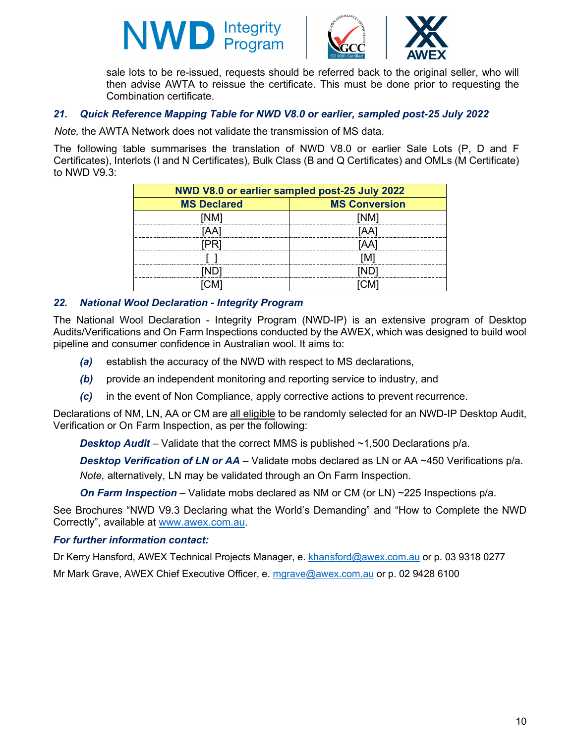sale lots to be re-issued, requests should be referred back to the original seller, who will then advise AWTA to reissue the certificate. This must be done prior to requesting the Combination certificate.

### *21. Quick Reference Mapping Table for NWD V8.0 or earlier, sampled post-25 July 2022*

*Note,* the AWTA Network does not validate the transmission of MS data.

The following table summarises the translation of NWD V8.0 or earlier Sale Lots (P, D and F Certificates), Interlots (I and N Certificates), Bulk Class (B and Q Certificates) and OMLs (M Certificate) to NWD V9.3:

| NWD V8.0 or earlier sampled post-25 July 2022 | |
|---|---|
| **MS Declared** | **MS Conversion** |
| [NM] | [NM] |
| [AA] | [AA] |
| [PR] | [AA] |
| [ ] | [M] |
| [ND] | [ND] |
| [CM] | [CM] |

### *22. National Wool Declaration - Integrity Program*

The National Wool Declaration - Integrity Program (NWD-IP) is an extensive program of Desktop Audits/Verifications and On Farm Inspections conducted by the AWEX, which was designed to build wool pipeline and consumer confidence in Australian wool. It aims to:

- ***(a)*** establish the accuracy of the NWD with respect to MS declarations,
- ***(b)*** provide an independent monitoring and reporting service to industry, and
- ***(c)*** in the event of Non Compliance, apply corrective actions to prevent recurrence.

Declarations of NM, LN, AA or CM are all eligible to be randomly selected for an NWD-IP Desktop Audit, Verification or On Farm Inspection, as per the following:

***Desktop Audit*** – Validate that the correct MMS is published ~1,500 Declarations p/a.

***Desktop Verification of LN or AA*** – Validate mobs declared as LN or AA ~450 Verifications p/a.

*Note,* alternatively, LN may be validated through an On Farm Inspection.

***On Farm Inspection*** – Validate mobs declared as NM or CM (or LN) ~225 Inspections p/a.

See Brochures "NWD V9.3 Declaring what the World's Demanding" and "How to Complete the NWD Correctly", available at www.awex.com.au.

***For further information contact:***

Dr Kerry Hansford, AWEX Technical Projects Manager, e. khansford@awex.com.au or p. 03 9318 0277

Mr Mark Grave, AWEX Chief Executive Officer, e. mgrave@awex.com.au or p. 02 9428 6100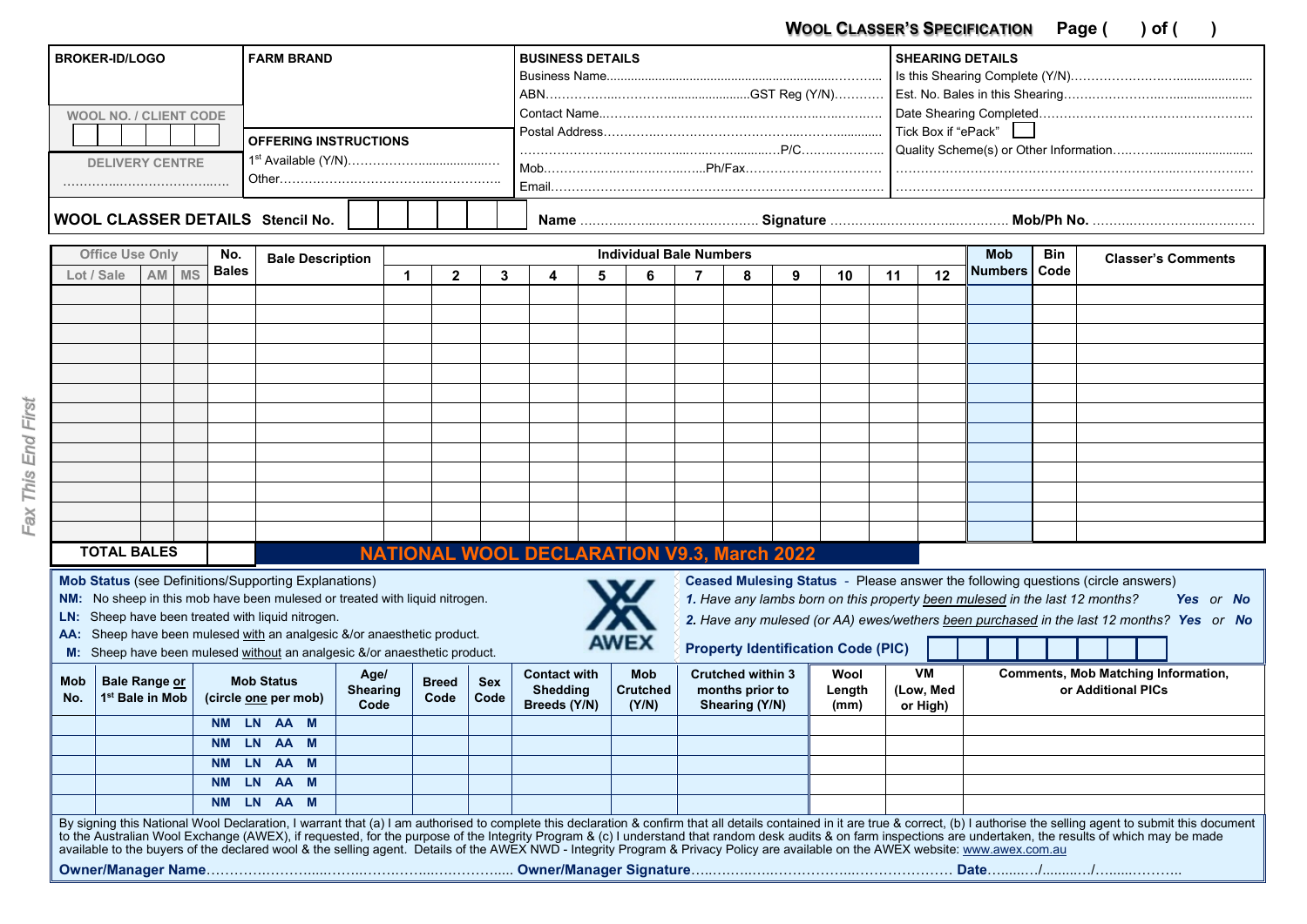**WOOL CLASSER'S SPECIFICATION** Page ( ) of ( )

| BROKER-ID/LOGO | FARM BRAND | BUSINESS DETAILS | SHEARING DETAILS |
|---|---|---|---|
| WOOL NO. / CLIENT CODE | | Business Name………… | Is this Shearing Complete (Y/N)………… |
| | | ABN……………GST Reg (Y/N)………… | Est. No. Bales in this Shearing………… |
| DELIVERY CENTRE | OFFERING INSTRUCTIONS | Contact Name………… | Date Shearing Completed………… |
| ……………… | 1st Available (Y/N)………… | Postal Address………… | Tick Box if "ePack" ☐ |
| | Other………… | ……………P/C………… | Quality Scheme(s) or Other Information………… |
| | | Mob……………Ph/Fax………… | ………… |
| | | Email………… | ………… |

**WOOL CLASSER DETAILS** Stencil No. | | | | | | Name ………… Signature ………… Mob/Ph No. …………

| Office Use Only | | | No. Bales | Bale Description | Individual Bale Numbers | | | | | | | | | | | | Mob Numbers | Bin Code | Classer's Comments |
|---|---|---|---|---|---|---|---|---|---|---|---|---|---|---|---|---|---|---|---|
| Lot / Sale | AM | MS | | | 1 | 2 | 3 | 4 | 5 | 6 | 7 | 8 | 9 | 10 | 11 | 12 | | | |
| | | | | | | | | | | | | | | | | | | | |
| | | | | | | | | | | | | | | | | | | | |
| | | | | | | | | | | | | | | | | | | | |
| | | | | | | | | | | | | | | | | | | | |
| | | | | | | | | | | | | | | | | | | | |
| | | | | | | | | | | | | | | | | | | | |
| | | | | | | | | | | | | | | | | | | | |
| | | | | | | | | | | | | | | | | | | | |
| | | | | | | | | | | | | | | | | | | | |
| | | | | | | | | | | | | | | | | | | | |
| | | | | | | | | | | | | | | | | | | | |
| | | | | | | | | | | | | | | | | | | | |
| | | | | | | | | | | | | | | | | | | | |
| TOTAL BALES | | | | | | | | | | | | | | | | | | | |

Fax This End First

## NATIONAL WOOL DECLARATION V9.3, March 2022

**Mob Status** (see Definitions/Supporting Explanations)

**NM:** No sheep in this mob have been mulesed or treated with liquid nitrogen.
**LN:** Sheep have been treated with liquid nitrogen.
**AA:** Sheep have been mulesed with an analgesic &/or anaesthetic product.
**M:** Sheep have been mulesed without an analgesic &/or anaesthetic product.

AWEX

**Ceased Mulesing Status** - Please answer the following questions (circle answers)

*1. Have any lambs born on this property been mulesed in the last 12 months?* **Yes** or **No**
*2. Have any mulesed (or AA) ewes/wethers been purchased in the last 12 months?* **Yes** or **No**

**Property Identification Code (PIC)** | | | | | | | | |

| Mob No. | Bale Range or 1st Bale in Mob | Mob Status (circle one per mob) | Age/ Shearing Code | Breed Code | Sex Code | Contact with Shedding Breeds (Y/N) | Mob Crutched (Y/N) | Crutched within 3 months prior to Shearing (Y/N) | Wool Length (mm) | VM (Low, Med or High) | Comments, Mob Matching Information, or Additional PICs |
|---|---|---|---|---|---|---|---|---|---|---|---|
| | | NM LN AA M | | | | | | | | | |
| | | NM LN AA M | | | | | | | | | |
| | | NM LN AA M | | | | | | | | | |
| | | NM LN AA M | | | | | | | | | |
| | | NM LN AA M | | | | | | | | | |

By signing this National Wool Declaration, I warrant that (a) I am authorised to complete this declaration & confirm that all details contained in it are true & correct, (b) I authorise the selling agent to submit this document to the Australian Wool Exchange (AWEX), if requested, for the purpose of the Integrity Program & (c) I understand that random desk audits & on farm inspections are undertaken, the results of which may be made available to the buyers of the declared wool & the selling agent. Details of the AWEX NWD - Integrity Program & Privacy Policy are available on the AWEX website: www.awex.com.au

**Owner/Manager Name**………… **Owner/Manager Signature**………… **Date**……/……/……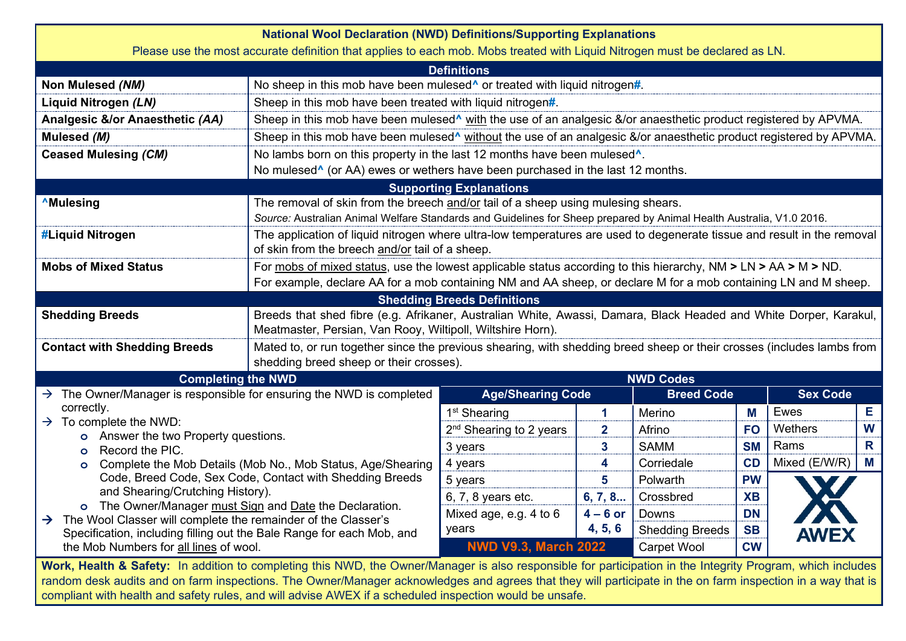## National Wool Declaration (NWD) Definitions/Supporting Explanations

Please use the most accurate definition that applies to each mob. Mobs treated with Liquid Nitrogen must be declared as LN.

### Definitions

| | |
|---|---|
| **Non Mulesed *(NM)*** | No sheep in this mob have been mulesed^ or treated with liquid nitrogen#. |
| **Liquid Nitrogen *(LN)*** | Sheep in this mob have been treated with liquid nitrogen#. |
| **Analgesic &/or Anaesthetic *(AA)*** | Sheep in this mob have been mulesed^ with the use of an analgesic &/or anaesthetic product registered by APVMA. |
| **Mulesed *(M)*** | Sheep in this mob have been mulesed^ without the use of an analgesic &/or anaesthetic product registered by APVMA. |
| **Ceased Mulesing *(CM)*** | No lambs born on this property in the last 12 months have been mulesed^. No mulesed^ (or AA) ewes or wethers have been purchased in the last 12 months. |

### Supporting Explanations

| | |
|---|---|
| **^Mulesing** | The removal of skin from the breech and/or tail of a sheep using mulesing shears. *Source:* Australian Animal Welfare Standards and Guidelines for Sheep prepared by Animal Health Australia, V1.0 2016. |
| **#Liquid Nitrogen** | The application of liquid nitrogen where ultra-low temperatures are used to degenerate tissue and result in the removal of skin from the breech and/or tail of a sheep. |
| **Mobs of Mixed Status** | For mobs of mixed status, use the lowest applicable status according to this hierarchy, NM **>** LN **>** AA **>** M **>** ND. For example, declare AA for a mob containing NM and AA sheep, or declare M for a mob containing LN and M sheep. |

### Shedding Breeds Definitions

| | |
|---|---|
| **Shedding Breeds** | Breeds that shed fibre (e.g. Afrikaner, Australian White, Awassi, Damara, Black Headed and White Dorper, Karakul, Meatmaster, Persian, Van Rooy, Wiltipoll, Wiltshire Horn). |
| **Contact with Shedding Breeds** | Mated to, or run together since the previous shearing, with shedding breed sheep or their crosses (includes lambs from shedding breed sheep or their crosses). |

### Completing the NWD

- The Owner/Manager is responsible for ensuring the NWD is completed correctly.
- To complete the NWD:
  - Answer the two Property questions.
  - Record the PIC.
  - Complete the Mob Details (Mob No., Mob Status, Age/Shearing Code, Breed Code, Sex Code, Contact with Shedding Breeds and Shearing/Crutching History).
  - The Owner/Manager must Sign and Date the Declaration.
- The Wool Classer will complete the remainder of the Classer's Specification, including filling out the Bale Range for each Mob, and the Mob Numbers for all lines of wool.

### NWD Codes

| Age/Shearing Code | | Breed Code | | Sex Code | |
|---|---|---|---|---|---|
| 1st Shearing | **1** | Merino | **M** | Ewes | **E** |
| 2nd Shearing to 2 years | **2** | Afrino | **FO** | Wethers | **W** |
| 3 years | **3** | SAMM | **SM** | Rams | **R** |
| 4 years | **4** | Corriedale | **CD** | Mixed (E/W/R) | **M** |
| 5 years | **5** | Polwarth | **PW** | | |
| 6, 7, 8 years etc. | **6, 7, 8...** | Crossbred | **XB** | | |
| Mixed age, e.g. 4 to 6 years | **4 – 6 or 4, 5, 6** | Downs | **DN** | | |
| | | Shedding Breeds | **SB** | | |
| | | Carpet Wool | **CW** | | |

**NWD V9.3, March 2022**

AWEX

**Work, Health & Safety:** In addition to completing this NWD, the Owner/Manager is also responsible for participation in the Integrity Program, which includes random desk audits and on farm inspections. The Owner/Manager acknowledges and agrees that they will participate in the on farm inspection in a way that is compliant with health and safety rules, and will advise AWEX if a scheduled inspection would be unsafe.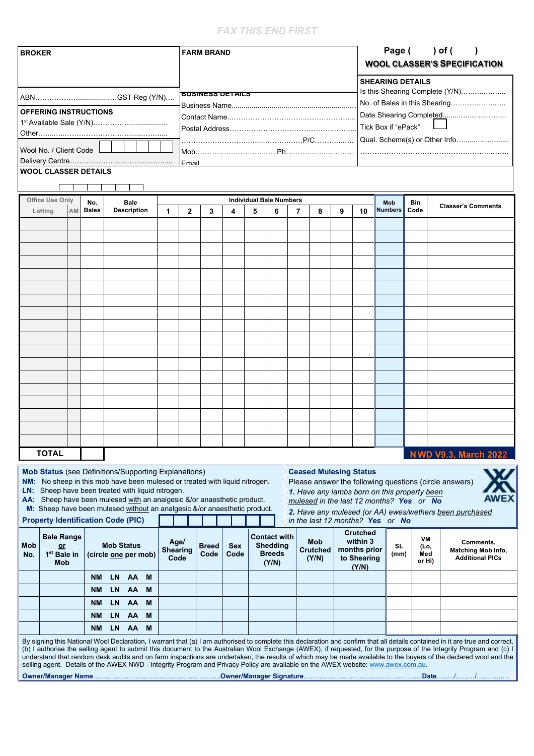FAX THIS END FIRST

| BROKER | FARM BRAND | Page (   ) of (   ) |
|---|---|---|
| | | **WOOL CLASSER'S SPECIFICATION** |

ABN…………………................GST Reg (Y/N)….

**OFFERING INSTRUCTIONS**

1st Available Sale (Y/N)……………….................

Other…...…..…………………………......……......

Wool No. / Client Code

Delivery Centre…………………………......…….....

**BUSINESS DETAILS**

Business Name...........................................................

Contact Name……………………………..……………

Postal Address…………………………………..……..

……………………………..….......……….P/C………...

Mob……………..……………..…..Ph……………..…………

Email

**SHEARING DETAILS**

Is this Shearing Complete (Y/N)…….……….…

No. of Bales in this Shearing……….…….…….…

Date Shearing Completed….......…...…...……….

Tick Box if "ePack"

Qual. Scheme(s) or Other Info…….....….….……

……………………………………………….……..……..

**WOOL CLASSER DETAILS**

| Office Use Only Lotting | AM | No. Bales | Bale Description | 1 | 2 | 3 | 4 | 5 | 6 | 7 | 8 | 9 | 10 | Mob Numbers | Bin Code | Classer's Comments |
|---|---|---|---|---|---|---|---|---|---|---|---|---|---|---|---|---|
| | | | | | | | | | | | | | | | | |
| | | | | | | | | | | | | | | | | |
| | | | | | | | | | | | | | | | | |
| | | | | | | | | | | | | | | | | |
| | | | | | | | | | | | | | | | | |
| | | | | | | | | | | | | | | | | |
| | | | | | | | | | | | | | | | | |
| | | | | | | | | | | | | | | | | |
| | | | | | | | | | | | | | | | | |
| | | | | | | | | | | | | | | | | |
| | | | | | | | | | | | | | | | | |
| | | | | | | | | | | | | | | | | |
| | | | | | | | | | | | | | | | | |
| | | | | | | | | | | | | | | | | |
| | | | | | | | | | | | | | | | | |
| | | | | | | | | | | | | | | | | |
| | | | | | | | | | | | | | | | | |
| | | | | | | | | | | | | | | | | |
| **TOTAL** | | | | | | | | | | | | | | | | |

(Columns 1–10: Individual Bale Numbers)

**NWD V9.3, March 2022**

**Mob Status** (see Definitions/Supporting Explanations)

**NM:** No sheep in this mob have been mulesed or treated with liquid nitrogen.
**LN:** Sheep have been treated with liquid nitrogen.
**AA:** Sheep have been mulesed with an analgesic &/or anaesthetic product.
**M:** Sheep have been mulesed without an analgesic &/or anaesthetic product.

**Property Identification Code (PIC)**

**Ceased Mulesing Status**

Please answer the following questions (circle answers)

*1. Have any lambs born on this property been mulesed in the last 12 months?* ***Yes*** *or* ***No***

*2. Have any mulesed (or AA) ewes/wethers been purchased in the last 12 months?* ***Yes*** *or* ***No***

AWEX

| Mob No. | Bale Range or 1st Bale in Mob | Mob Status (circle one per mob) | Age/ Shearing Code | Breed Code | Sex Code | Contact with Shedding Breeds (Y/N) | Mob Crutched (Y/N) | Crutched within 3 months prior to Shearing (Y/N) | SL (mm) | VM (Lo, Med or Hi) | Comments, Matching Mob Info, Additional PICs |
|---|---|---|---|---|---|---|---|---|---|---|---|
| | | NM LN AA M | | | | | | | | | |
| | | NM LN AA M | | | | | | | | | |
| | | NM LN AA M | | | | | | | | | |
| | | NM LN AA M | | | | | | | | | |
| | | NM LN AA M | | | | | | | | | |

By signing this National Wool Declaration, I warrant that (a) I am authorised to complete this declaration and confirm that all details contained in it are true and correct, (b) I authorise the selling agent to submit this document to the Australian Wool Exchange (AWEX), if requested, for the purpose of the Integrity Program and (c) I understand that random desk audits and on farm inspections are undertaken, the results of which may be made available to the buyers of the declared wool and the selling agent. Details of the AWEX NWD - Integrity Program and Privacy Policy are available on the AWEX website: www.awex.com.au.

**Owner/Manager Name**………………………………………………..**Owner/Manager Signature**……………………………………………..**Date**……./……../…………..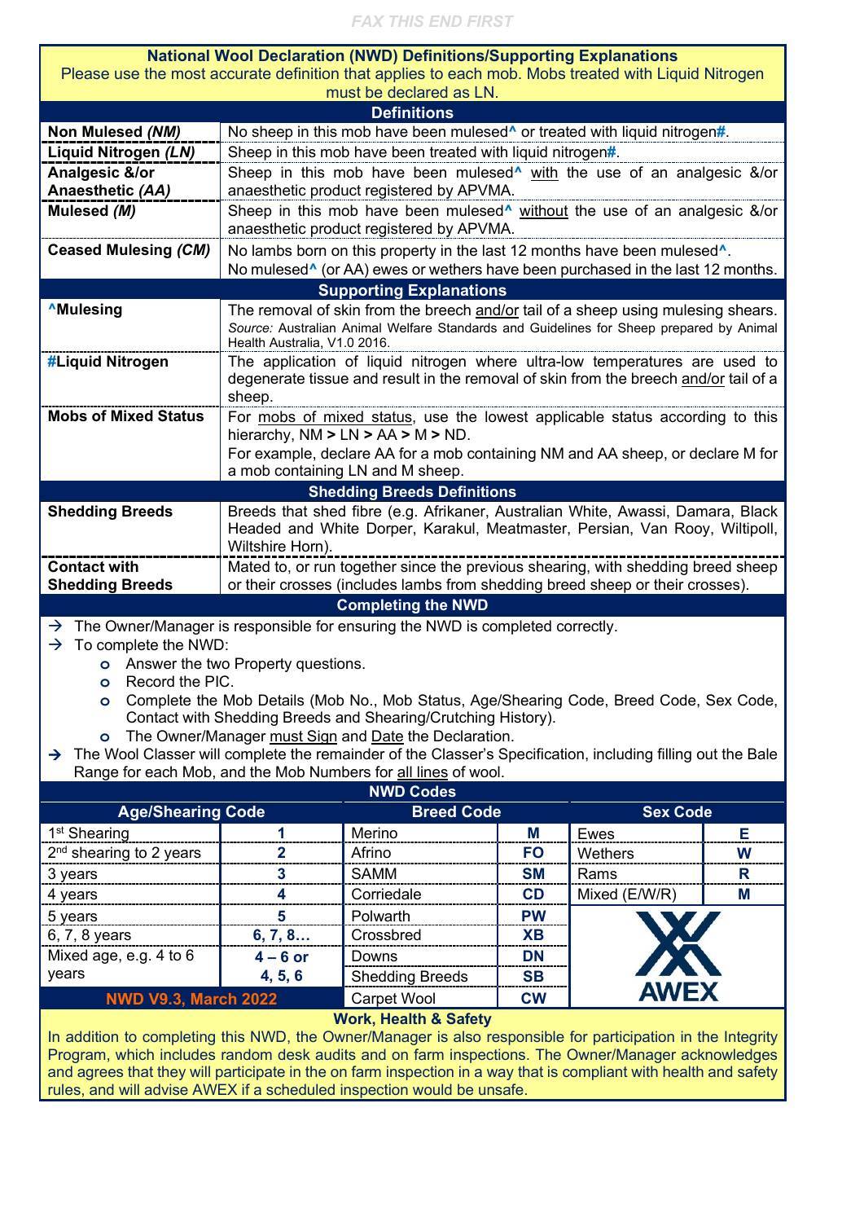FAX THIS END FIRST

## National Wool Declaration (NWD) Definitions/Supporting Explanations

Please use the most accurate definition that applies to each mob. Mobs treated with Liquid Nitrogen must be declared as LN.

### Definitions

| | |
|---|---|
| **Non Mulesed *(NM)*** | No sheep in this mob have been mulesed^ or treated with liquid nitrogen#. |
| **Liquid Nitrogen *(LN)*** | Sheep in this mob have been treated with liquid nitrogen#. |
| **Analgesic &/or Anaesthetic *(AA)*** | Sheep in this mob have been mulesed^ with the use of an analgesic &/or anaesthetic product registered by APVMA. |
| **Mulesed *(M)*** | Sheep in this mob have been mulesed^ without the use of an analgesic &/or anaesthetic product registered by APVMA. |
| **Ceased Mulesing *(CM)*** | No lambs born on this property in the last 12 months have been mulesed^. No mulesed^ (or AA) ewes or wethers have been purchased in the last 12 months. |

### Supporting Explanations

| | |
|---|---|
| **^Mulesing** | The removal of skin from the breech and/or tail of a sheep using mulesing shears. *Source:* Australian Animal Welfare Standards and Guidelines for Sheep prepared by Animal Health Australia, V1.0 2016. |
| **#Liquid Nitrogen** | The application of liquid nitrogen where ultra-low temperatures are used to degenerate tissue and result in the removal of skin from the breech and/or tail of a sheep. |
| **Mobs of Mixed Status** | For mobs of mixed status, use the lowest applicable status according to this hierarchy, NM **>** LN **>** AA **>** M **>** ND. For example, declare AA for a mob containing NM and AA sheep, or declare M for a mob containing LN and M sheep. |

### Shedding Breeds Definitions

| | |
|---|---|
| **Shedding Breeds** | Breeds that shed fibre (e.g. Afrikaner, Australian White, Awassi, Damara, Black Headed and White Dorper, Karakul, Meatmaster, Persian, Van Rooy, Wiltipoll, Wiltshire Horn). |
| **Contact with Shedding Breeds** | Mated to, or run together since the previous shearing, with shedding breed sheep or their crosses (includes lambs from shedding breed sheep or their crosses). |

### Completing the NWD

- The Owner/Manager is responsible for ensuring the NWD is completed correctly.
- To complete the NWD:
  - Answer the two Property questions.
  - Record the PIC.
  - Complete the Mob Details (Mob No., Mob Status, Age/Shearing Code, Breed Code, Sex Code, Contact with Shedding Breeds and Shearing/Crutching History).
  - The Owner/Manager must Sign and Date the Declaration.
- The Wool Classer will complete the remainder of the Classer's Specification, including filling out the Bale Range for each Mob, and the Mob Numbers for all lines of wool.

### NWD Codes

| Age/Shearing Code | | Breed Code | | Sex Code | |
|---|---|---|---|---|---|
| 1st Shearing | 1 | Merino | M | Ewes | E |
| 2nd shearing to 2 years | 2 | Afrino | FO | Wethers | W |
| 3 years | 3 | SAMM | SM | Rams | R |
| 4 years | 4 | Corriedale | CD | Mixed (E/W/R) | M |
| 5 years | 5 | Polwarth | PW | | |
| 6, 7, 8 years | 6, 7, 8… | Crossbred | XB | | |
| Mixed age, e.g. 4 to 6 years | 4 – 6 or 4, 5, 6 | Downs | DN | | |
| | | Shedding Breeds | SB | | |
| NWD V9.3, March 2022 | | Carpet Wool | CW | | |

AWEX

### Work, Health & Safety

In addition to completing this NWD, the Owner/Manager is also responsible for participation in the Integrity Program, which includes random desk audits and on farm inspections. The Owner/Manager acknowledges and agrees that they will participate in the on farm inspection in a way that is compliant with health and safety rules, and will advise AWEX if a scheduled inspection would be unsafe.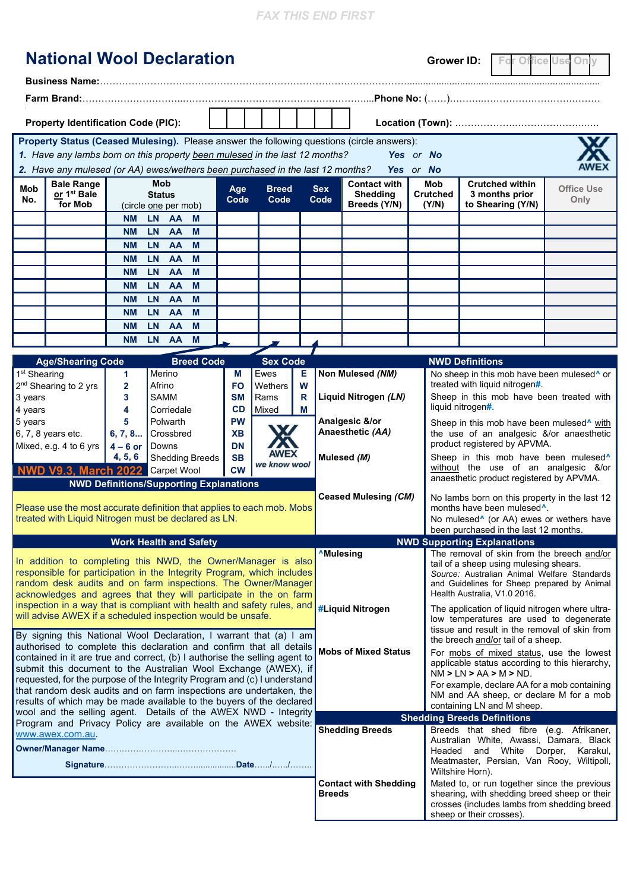FAX THIS END FIRST

# National Wool Declaration

**Grower ID:** For Office Use Only

**Business Name:**…………………………………………………………………………………………………………………………

**Farm Brand:**…………………………………………………………………………… **Phone No:** (……)…………………………………………

**Property Identification Code (PIC):** | | | | | | | | | **Location (Town):** ……………………………………..…

**Property Status (Ceased Mulesing).** Please answer the following questions (circle answers):

*1. Have any lambs born on this property been mulesed in the last 12 months?* ***Yes*** *or* ***No***

*2. Have any mulesed (or AA) ewes/wethers been purchased in the last 12 months?* ***Yes*** *or* ***No***

AWEX

| Mob No. | Bale Range or 1st Bale for Mob | Mob Status (circle one per mob) | Age Code | Breed Code | Sex Code | Contact with Shedding Breeds (Y/N) | Mob Crutched (Y/N) | Crutched within 3 months prior to Shearing (Y/N) | Office Use Only |
|---|---|---|---|---|---|---|---|---|---|
| | | NM LN AA M | | | | | | | |
| | | NM LN AA M | | | | | | | |
| | | NM LN AA M | | | | | | | |
| | | NM LN AA M | | | | | | | |
| | | NM LN AA M | | | | | | | |
| | | NM LN AA M | | | | | | | |
| | | NM LN AA M | | | | | | | |
| | | NM LN AA M | | | | | | | |
| | | NM LN AA M | | | | | | | |
| | | NM LN AA M | | | | | | | |

| Age/Shearing Code | | Breed Code | | Sex Code | |
|---|---|---|---|---|---|
| 1st Shearing | 1 | Merino | M | Ewes | E |
| 2nd Shearing to 2 yrs | 2 | Afrino | FO | Wethers | W |
| 3 years | 3 | SAMM | SM | Rams | R |
| 4 years | 4 | Corriedale | CD | Mixed | M |
| 5 years | 5 | Polwarth | PW | | |
| 6, 7, 8 years etc. | 6, 7, 8... | Crossbred | XB | | |
| Mixed, e.g. 4 to 6 yrs | 4 – 6 or 4, 5, 6 | Downs | DN | | |
| | | Shedding Breeds | SB | | |
| | | Carpet Wool | CW | | |

AWEX we know wool

**NWD V9.3, March 2022**

## NWD Definitions/Supporting Explanations

Please use the most accurate definition that applies to each mob. Mobs treated with Liquid Nitrogen must be declared as LN.

## NWD Definitions

| | |
|---|---|
| **Non Mulesed *(NM)*** | No sheep in this mob have been mulesed^ or treated with liquid nitrogen#. |
| **Liquid Nitrogen *(LN)*** | Sheep in this mob have been treated with liquid nitrogen#. |
| **Analgesic &/or Anaesthetic *(AA)*** | Sheep in this mob have been mulesed^ with the use of an analgesic &/or anaesthetic product registered by APVMA. |
| **Mulesed *(M)*** | Sheep in this mob have been mulesed^ without the use of an analgesic &/or anaesthetic product registered by APVMA. |
| **Ceased Mulesing *(CM)*** | No lambs born on this property in the last 12 months have been mulesed^. No mulesed^ (or AA) ewes or wethers have been purchased in the last 12 months. |

## Work Health and Safety

In addition to completing this NWD, the Owner/Manager is also responsible for participation in the Integrity Program, which includes random desk audits and on farm inspections. The Owner/Manager acknowledges and agrees that they will participate in the on farm inspection in a way that is compliant with health and safety rules, and will advise AWEX if a scheduled inspection would be unsafe.

By signing this National Wool Declaration, I warrant that (a) I am authorised to complete this declaration and confirm that all details contained in it are true and correct, (b) I authorise the selling agent to submit this document to the Australian Wool Exchange (AWEX), if requested, for the purpose of the Integrity Program and (c) I understand that random desk audits and on farm inspections are undertaken, the results of which may be made available to the buyers of the declared wool and the selling agent. Details of the AWEX NWD - Integrity Program and Privacy Policy are available on the AWEX website: www.awex.com.au.

**Owner/Manager Name**………………………………………………

**Signature**…………………………………………**Date**……/……/……..

## NWD Supporting Explanations

| | |
|---|---|
| **^Mulesing** | The removal of skin from the breech and/or tail of a sheep using mulesing shears. *Source:* Australian Animal Welfare Standards and Guidelines for Sheep prepared by Animal Health Australia, V1.0 2016. |
| **#Liquid Nitrogen** | The application of liquid nitrogen where ultra-low temperatures are used to degenerate tissue and result in the removal of skin from the breech and/or tail of a sheep. |
| **Mobs of Mixed Status** | For mobs of mixed status, use the lowest applicable status according to this hierarchy, NM > LN > AA > M > ND. For example, declare AA for a mob containing NM and AA sheep, or declare M for a mob containing LN and M sheep. |

## Shedding Breeds Definitions

| | |
|---|---|
| **Shedding Breeds** | Breeds that shed fibre (e.g. Afrikaner, Australian White, Awassi, Damara, Black Headed and White Dorper, Karakul, Meatmaster, Persian, Van Rooy, Wiltipoll, Wiltshire Horn). |
| **Contact with Shedding Breeds** | Mated to, or run together since the previous shearing, with shedding breed sheep or their crosses (includes lambs from shedding breed sheep or their crosses). |